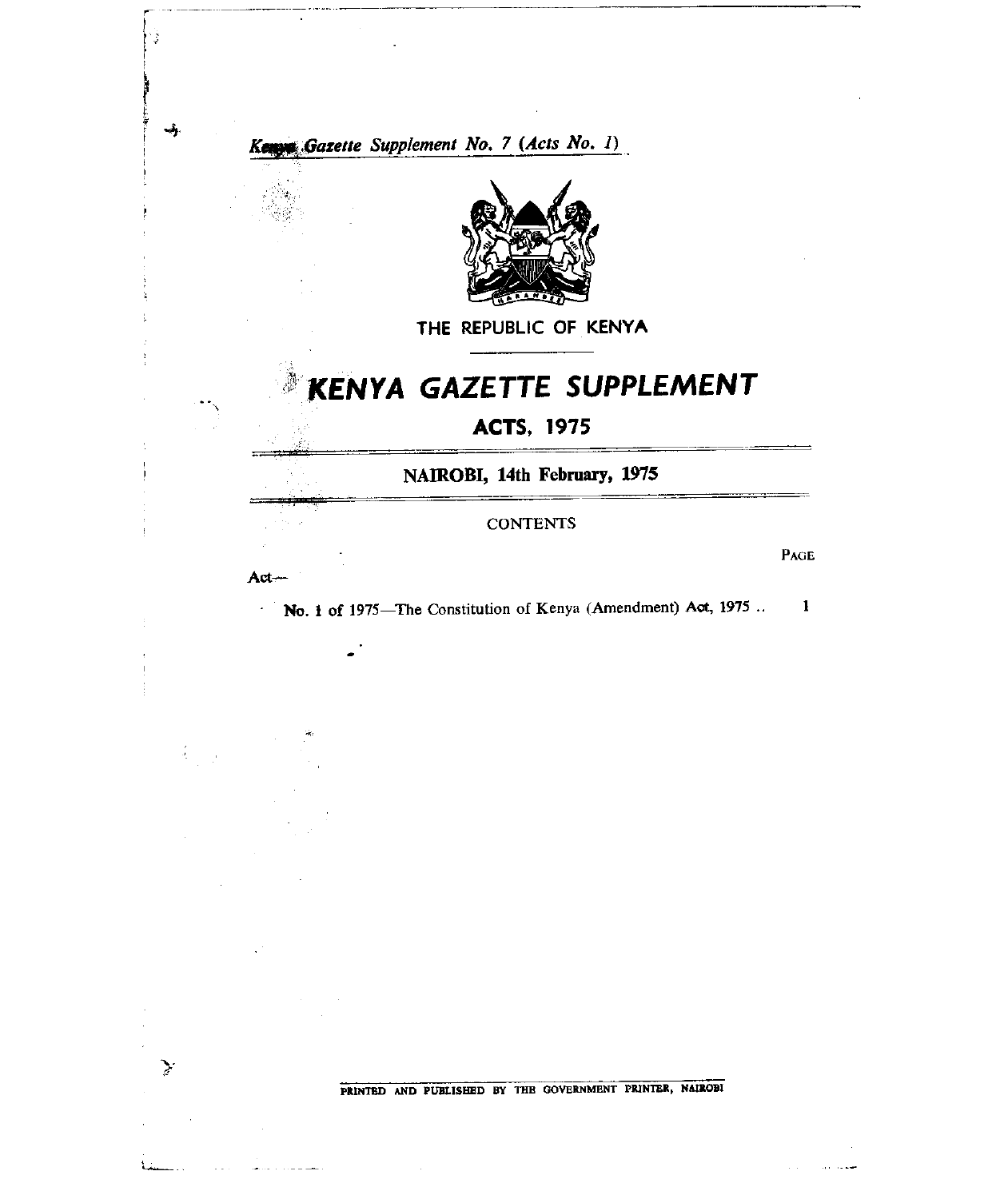*Kenya Gazette Supplement No. 7 (Acts No. 1)*

THE REPUBLIC OF KENYA

# KENYA GAZETTE SUPPLEMENT

## ACTS, 1975

**NAIROBI, 14th February, 1975**

CONTENTS

| Act— | PAGE |
|---|---|
| **No. 1 of** 1975—The Constitution of Kenya (Amendment) Act, 1975 .. | 1 |

PRINTED AND PUBLISHED BY THE GOVERNMENT PRINTER, NAIROBI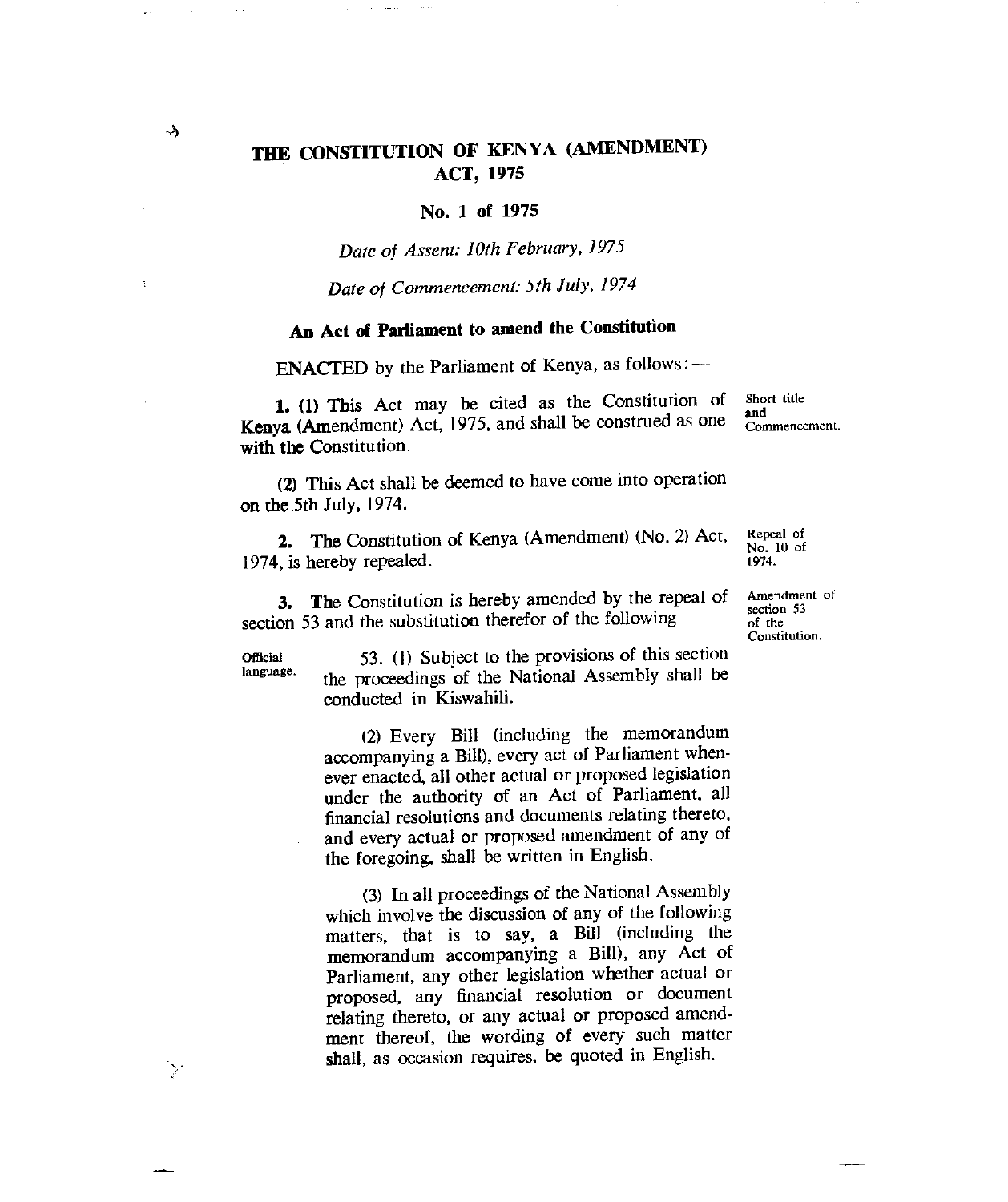# THE CONSTITUTION OF KENYA (AMENDMENT) ACT, 1975

## No. 1 of 1975

*Date of Assent: 10th February, 1975*

*Date of Commencement: 5th July, 1974*

### An Act of Parliament to amend the Constitution

ENACTED by the Parliament of Kenya, as follows:—

Short title and Commencement.

**1.** (1) This Act may be cited as the Constitution of Kenya (Amendment) Act, 1975, and shall be construed as one with the Constitution.

(2) This Act shall be deemed to have come into operation on the 5th July, 1974.

Repeal of No. 10 of 1974.

**2.** The Constitution of Kenya (Amendment) (No. 2) Act, 1974, is hereby repealed.

Amendment of section 53 of the Constitution.

**3.** The Constitution is hereby amended by the repeal of section 53 and the substitution therefor of the following—

Official language.

53. (1) Subject to the provisions of this section the proceedings of the National Assembly shall be conducted in Kiswahili.

(2) Every Bill (including the memorandum accompanying a Bill), every act of Parliament whenever enacted, all other actual or proposed legislation under the authority of an Act of Parliament, all financial resolutions and documents relating thereto, and every actual or proposed amendment of any of the foregoing, shall be written in English.

(3) In all proceedings of the National Assembly which involve the discussion of any of the following matters, that is to say, a Bill (including the memorandum accompanying a Bill), any Act of Parliament, any other legislation whether actual or proposed, any financial resolution or document relating thereto, or any actual or proposed amendment thereof, the wording of every such matter shall, as occasion requires, be quoted in English.